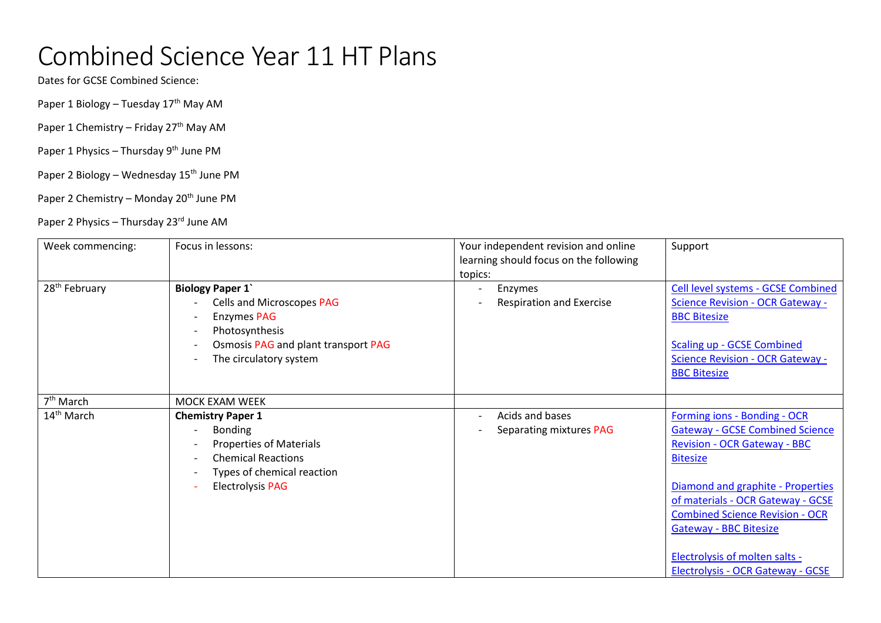# Combined Science Year 11 HT Plans

Dates for GCSE Combined Science:

Paper 1 Biology – Tuesday 17th May AM

Paper 1 Chemistry – Friday 27th May AM

Paper 1 Physics – Thursday 9th June PM

Paper 2 Biology – Wednesday 15th June PM

Paper 2 Chemistry – Monday 20th June PM

Paper 2 Physics – Thursday 23rd June AM

| Week commencing: | Focus in lessons: | Your independent revision and online learning should focus on the following topics: | Support |
|---|---|---|---|
| 28th February | **Biology Paper 1`**<br>- Cells and Microscopes PAG<br>- Enzymes PAG<br>- Photosynthesis<br>- Osmosis PAG and plant transport PAG<br>- The circulatory system | - Enzymes<br>- Respiration and Exercise | Cell level systems - GCSE Combined Science Revision - OCR Gateway - BBC Bitesize<br><br>Scaling up - GCSE Combined Science Revision - OCR Gateway - BBC Bitesize |
| 7th March | MOCK EXAM WEEK | | |
| 14th March | **Chemistry Paper 1**<br>- Bonding<br>- Properties of Materials<br>- Chemical Reactions<br>- Types of chemical reaction<br>- Electrolysis PAG | - Acids and bases<br>- Separating mixtures PAG | Forming ions - Bonding - OCR Gateway - GCSE Combined Science Revision - OCR Gateway - BBC Bitesize<br><br>Diamond and graphite - Properties of materials - OCR Gateway - GCSE Combined Science Revision - OCR Gateway - BBC Bitesize<br><br>Electrolysis of molten salts - Electrolysis - OCR Gateway - GCSE |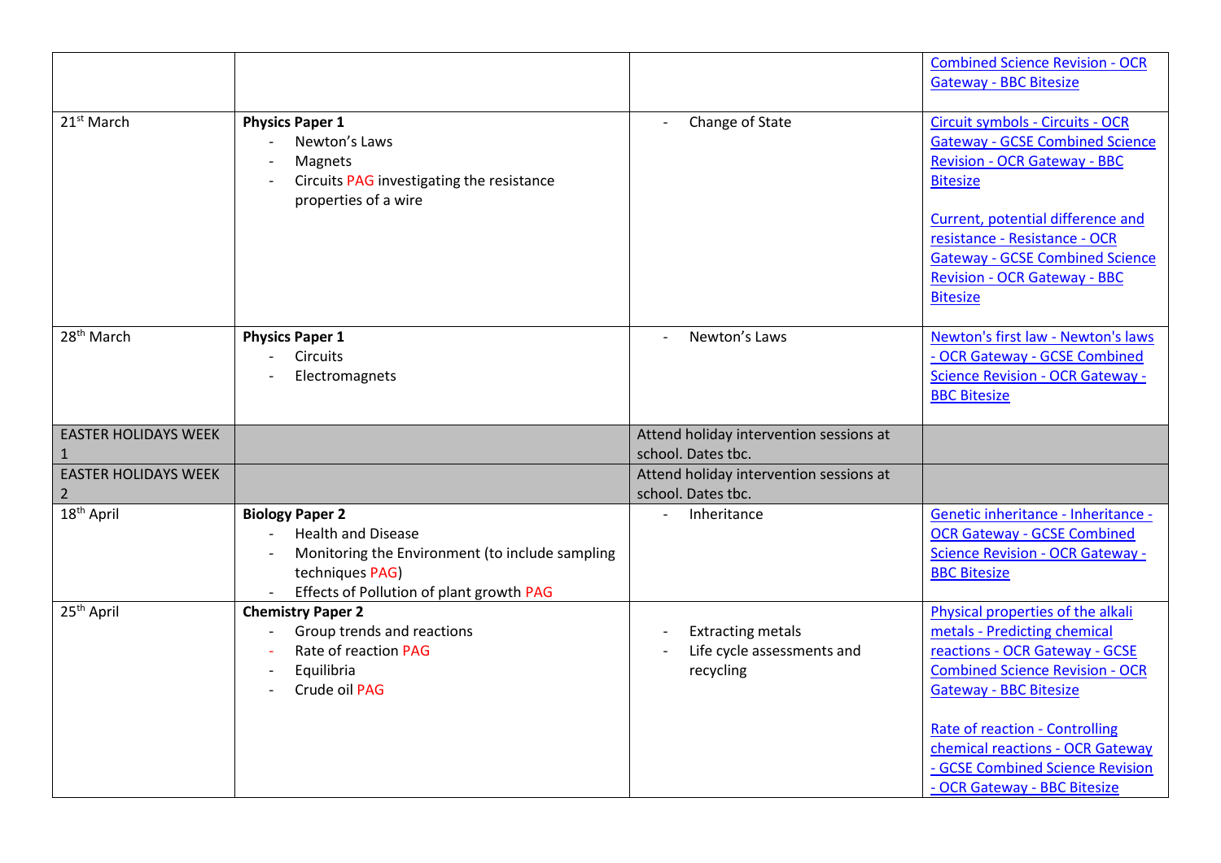| | | | |
|---|---|---|---|
| | | | Combined Science Revision - OCR Gateway - BBC Bitesize |
| 21st March | **Physics Paper 1**<br>- Newton's Laws<br>- Magnets<br>- Circuits PAG investigating the resistance properties of a wire | - Change of State | Circuit symbols - Circuits - OCR Gateway - GCSE Combined Science Revision - OCR Gateway - BBC Bitesize<br><br>Current, potential difference and resistance - Resistance - OCR Gateway - GCSE Combined Science Revision - OCR Gateway - BBC Bitesize |
| 28th March | **Physics Paper 1**<br>- Circuits<br>- Electromagnets | - Newton's Laws | Newton's first law - Newton's laws - OCR Gateway - GCSE Combined Science Revision - OCR Gateway - BBC Bitesize |
| EASTER HOLIDAYS WEEK 1 | | Attend holiday intervention sessions at school. Dates tbc. | |
| EASTER HOLIDAYS WEEK 2 | | Attend holiday intervention sessions at school. Dates tbc. | |
| 18th April | **Biology Paper 2**<br>- Health and Disease<br>- Monitoring the Environment (to include sampling techniques PAG)<br>- Effects of Pollution of plant growth PAG | - Inheritance | Genetic inheritance - Inheritance - OCR Gateway - GCSE Combined Science Revision - OCR Gateway - BBC Bitesize |
| 25th April | **Chemistry Paper 2**<br>- Group trends and reactions<br>- Rate of reaction PAG<br>- Equilibria<br>- Crude oil PAG | - Extracting metals<br>- Life cycle assessments and recycling | Physical properties of the alkali metals - Predicting chemical reactions - OCR Gateway - GCSE Combined Science Revision - OCR Gateway - BBC Bitesize<br><br>Rate of reaction - Controlling chemical reactions - OCR Gateway - GCSE Combined Science Revision - OCR Gateway - BBC Bitesize |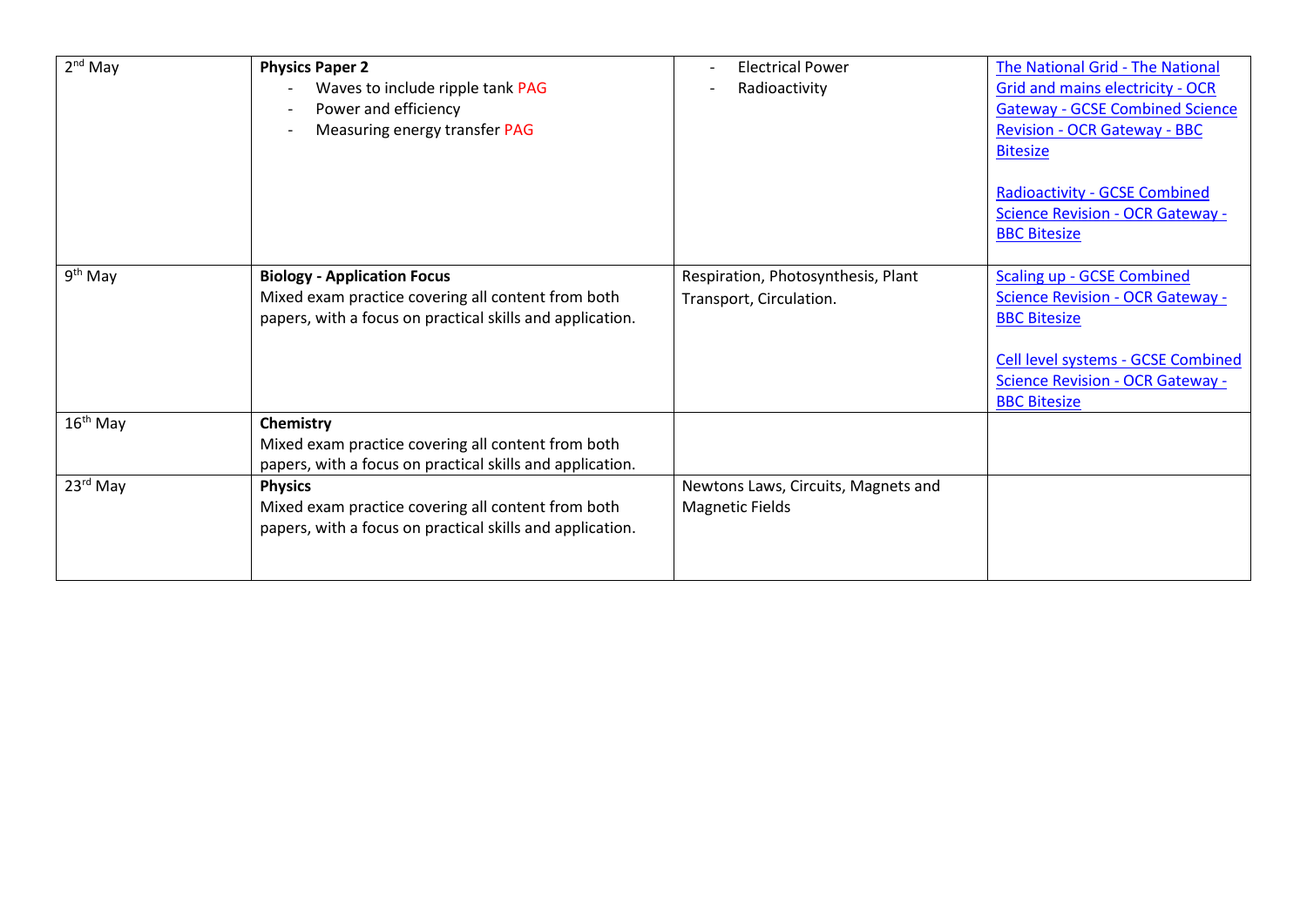| | | | |
|---|---|---|---|
| 2nd May | **Physics Paper 2**<br>- Waves to include ripple tank PAG<br>- Power and efficiency<br>- Measuring energy transfer PAG | - Electrical Power<br>- Radioactivity | The National Grid - The National Grid and mains electricity - OCR Gateway - GCSE Combined Science Revision - OCR Gateway - BBC Bitesize<br><br>Radioactivity - GCSE Combined Science Revision - OCR Gateway - BBC Bitesize |
| 9th May | **Biology - Application Focus**<br>Mixed exam practice covering all content from both papers, with a focus on practical skills and application. | Respiration, Photosynthesis, Plant Transport, Circulation. | Scaling up - GCSE Combined Science Revision - OCR Gateway - BBC Bitesize<br><br>Cell level systems - GCSE Combined Science Revision - OCR Gateway - BBC Bitesize |
| 16th May | **Chemistry**<br>Mixed exam practice covering all content from both papers, with a focus on practical skills and application. | | |
| 23rd May | **Physics**<br>Mixed exam practice covering all content from both papers, with a focus on practical skills and application. | Newtons Laws, Circuits, Magnets and Magnetic Fields | |